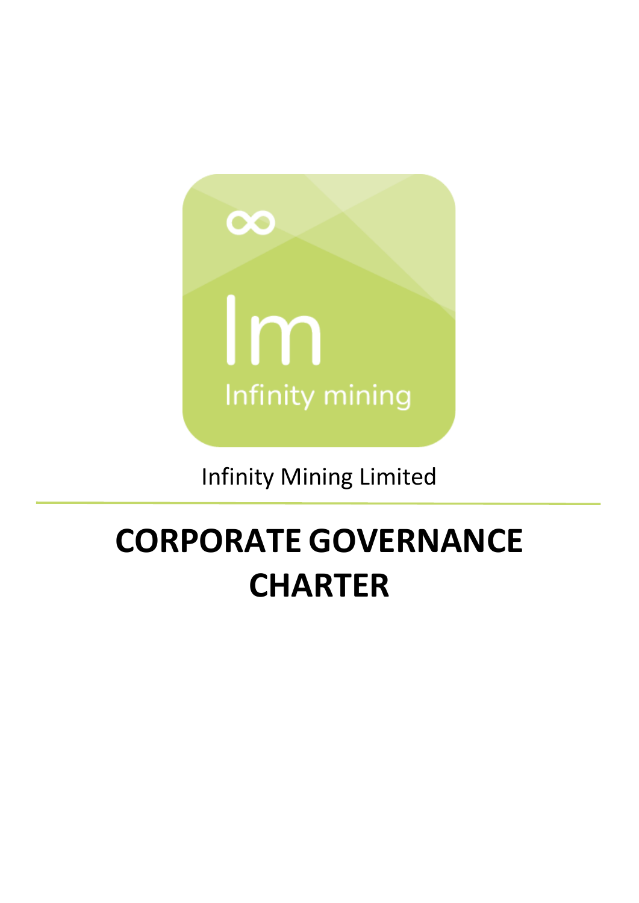Infinity Mining Limited

# CORPORATE GOVERNANCE CHARTER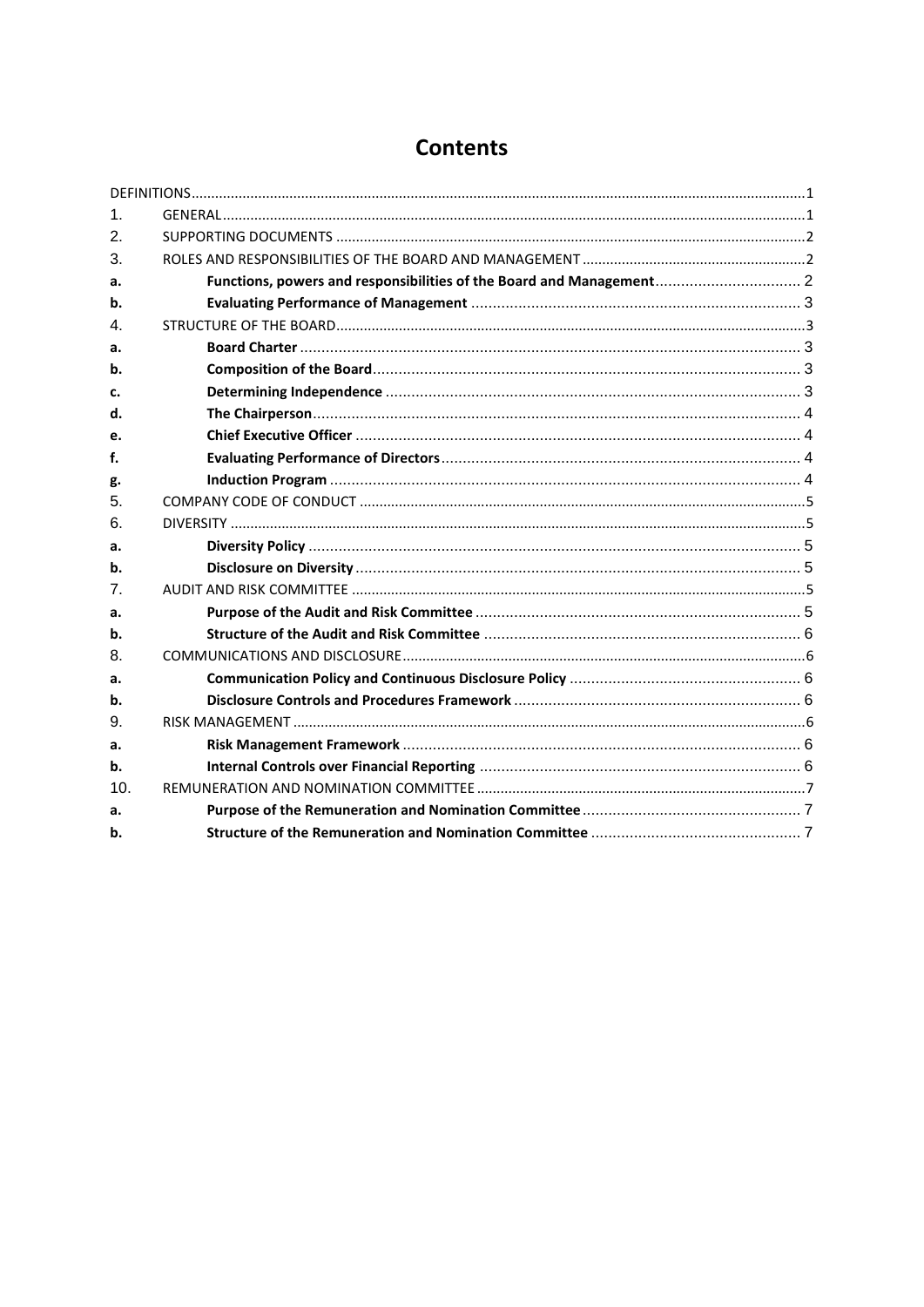# Contents

| | | |
|---|---|---|
| DEFINITIONS | | 1 |
| 1. | GENERAL | 1 |
| 2. | SUPPORTING DOCUMENTS | 2 |
| 3. | ROLES AND RESPONSIBILITIES OF THE BOARD AND MANAGEMENT | 2 |
| **a.** | **Functions, powers and responsibilities of the Board and Management** | 2 |
| **b.** | **Evaluating Performance of Management** | 3 |
| 4. | STRUCTURE OF THE BOARD | 3 |
| **a.** | **Board Charter** | 3 |
| **b.** | **Composition of the Board** | 3 |
| **c.** | **Determining Independence** | 3 |
| **d.** | **The Chairperson** | 4 |
| **e.** | **Chief Executive Officer** | 4 |
| **f.** | **Evaluating Performance of Directors** | 4 |
| **g.** | **Induction Program** | 4 |
| 5. | COMPANY CODE OF CONDUCT | 5 |
| 6. | DIVERSITY | 5 |
| **a.** | **Diversity Policy** | 5 |
| **b.** | **Disclosure on Diversity** | 5 |
| 7. | AUDIT AND RISK COMMITTEE | 5 |
| **a.** | **Purpose of the Audit and Risk Committee** | 5 |
| **b.** | **Structure of the Audit and Risk Committee** | 6 |
| 8. | COMMUNICATIONS AND DISCLOSURE | 6 |
| **a.** | **Communication Policy and Continuous Disclosure Policy** | 6 |
| **b.** | **Disclosure Controls and Procedures Framework** | 6 |
| 9. | RISK MANAGEMENT | 6 |
| **a.** | **Risk Management Framework** | 6 |
| **b.** | **Internal Controls over Financial Reporting** | 6 |
| 10. | REMUNERATION AND NOMINATION COMMITTEE | 7 |
| **a.** | **Purpose of the Remuneration and Nomination Committee** | 7 |
| **b.** | **Structure of the Remuneration and Nomination Committee** | 7 |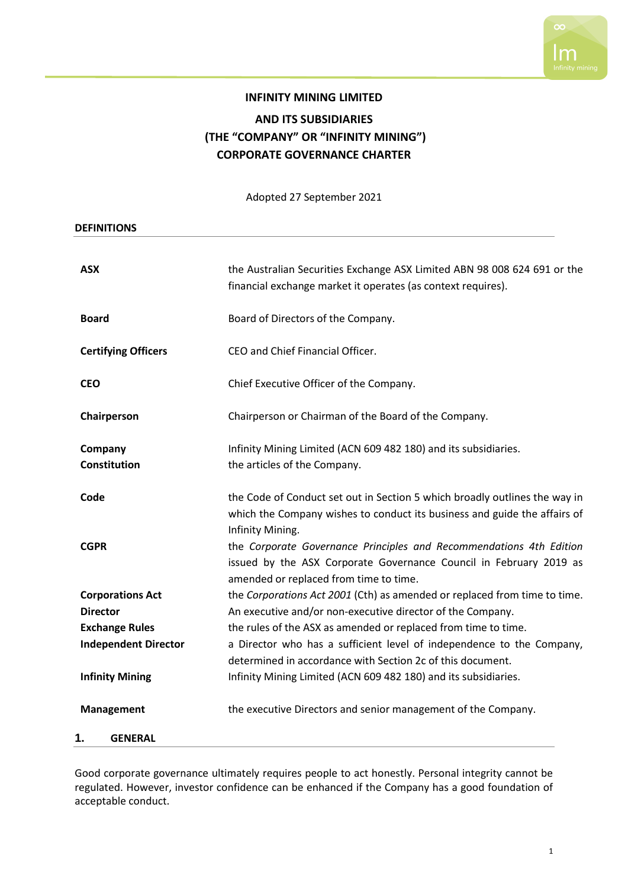# INFINITY MINING LIMITED

## AND ITS SUBSIDIARIES
## (THE "COMPANY" OR "INFINITY MINING")
## CORPORATE GOVERNANCE CHARTER

Adopted 27 September 2021

## DEFINITIONS

| | |
|---|---|
| **ASX** | the Australian Securities Exchange ASX Limited ABN 98 008 624 691 or the financial exchange market it operates (as context requires). |
| **Board** | Board of Directors of the Company. |
| **Certifying Officers** | CEO and Chief Financial Officer. |
| **CEO** | Chief Executive Officer of the Company. |
| **Chairperson** | Chairperson or Chairman of the Board of the Company. |
| **Company** | Infinity Mining Limited (ACN 609 482 180) and its subsidiaries. |
| **Constitution** | the articles of the Company. |
| **Code** | the Code of Conduct set out in Section 5 which broadly outlines the way in which the Company wishes to conduct its business and guide the affairs of Infinity Mining. |
| **CGPR** | the *Corporate Governance Principles and Recommendations 4th Edition* issued by the ASX Corporate Governance Council in February 2019 as amended or replaced from time to time. |
| **Corporations Act** | the *Corporations Act 2001* (Cth) as amended or replaced from time to time. |
| **Director** | An executive and/or non-executive director of the Company. |
| **Exchange Rules** | the rules of the ASX as amended or replaced from time to time. |
| **Independent Director** | a Director who has a sufficient level of independence to the Company, determined in accordance with Section 2c of this document. |
| **Infinity Mining** | Infinity Mining Limited (ACN 609 482 180) and its subsidiaries. |
| **Management** | the executive Directors and senior management of the Company. |

## 1. GENERAL

Good corporate governance ultimately requires people to act honestly. Personal integrity cannot be regulated. However, investor confidence can be enhanced if the Company has a good foundation of acceptable conduct.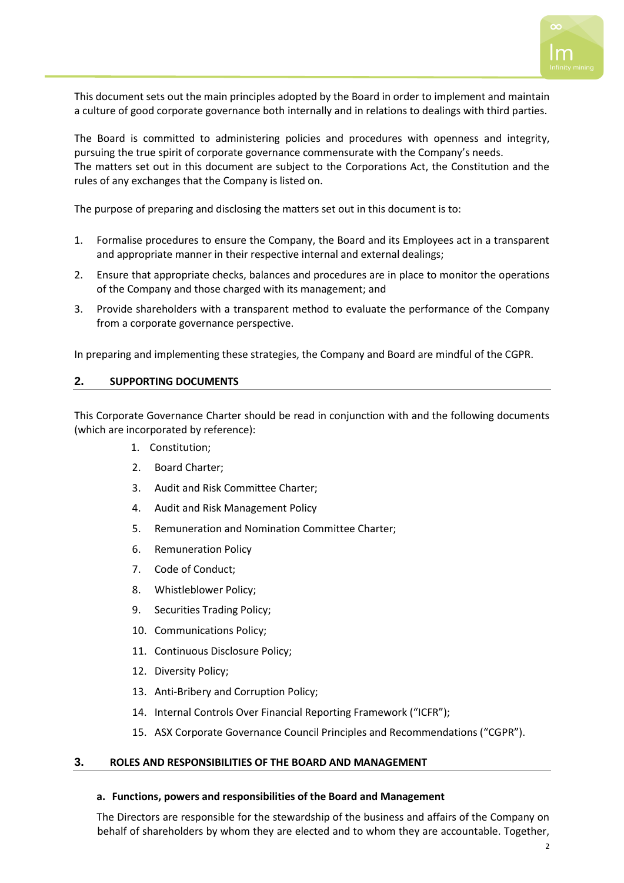This document sets out the main principles adopted by the Board in order to implement and maintain a culture of good corporate governance both internally and in relations to dealings with third parties.

The Board is committed to administering policies and procedures with openness and integrity, pursuing the true spirit of corporate governance commensurate with the Company's needs.
The matters set out in this document are subject to the Corporations Act, the Constitution and the rules of any exchanges that the Company is listed on.

The purpose of preparing and disclosing the matters set out in this document is to:

1. Formalise procedures to ensure the Company, the Board and its Employees act in a transparent and appropriate manner in their respective internal and external dealings;
2. Ensure that appropriate checks, balances and procedures are in place to monitor the operations of the Company and those charged with its management; and
3. Provide shareholders with a transparent method to evaluate the performance of the Company from a corporate governance perspective.

In preparing and implementing these strategies, the Company and Board are mindful of the CGPR.

## 2. SUPPORTING DOCUMENTS

This Corporate Governance Charter should be read in conjunction with and the following documents (which are incorporated by reference):

1. Constitution;
2. Board Charter;
3. Audit and Risk Committee Charter;
4. Audit and Risk Management Policy
5. Remuneration and Nomination Committee Charter;
6. Remuneration Policy
7. Code of Conduct;
8. Whistleblower Policy;
9. Securities Trading Policy;
10. Communications Policy;
11. Continuous Disclosure Policy;
12. Diversity Policy;
13. Anti-Bribery and Corruption Policy;
14. Internal Controls Over Financial Reporting Framework ("ICFR");
15. ASX Corporate Governance Council Principles and Recommendations ("CGPR").

## 3. ROLES AND RESPONSIBILITIES OF THE BOARD AND MANAGEMENT

### a. Functions, powers and responsibilities of the Board and Management

The Directors are responsible for the stewardship of the business and affairs of the Company on behalf of shareholders by whom they are elected and to whom they are accountable. Together,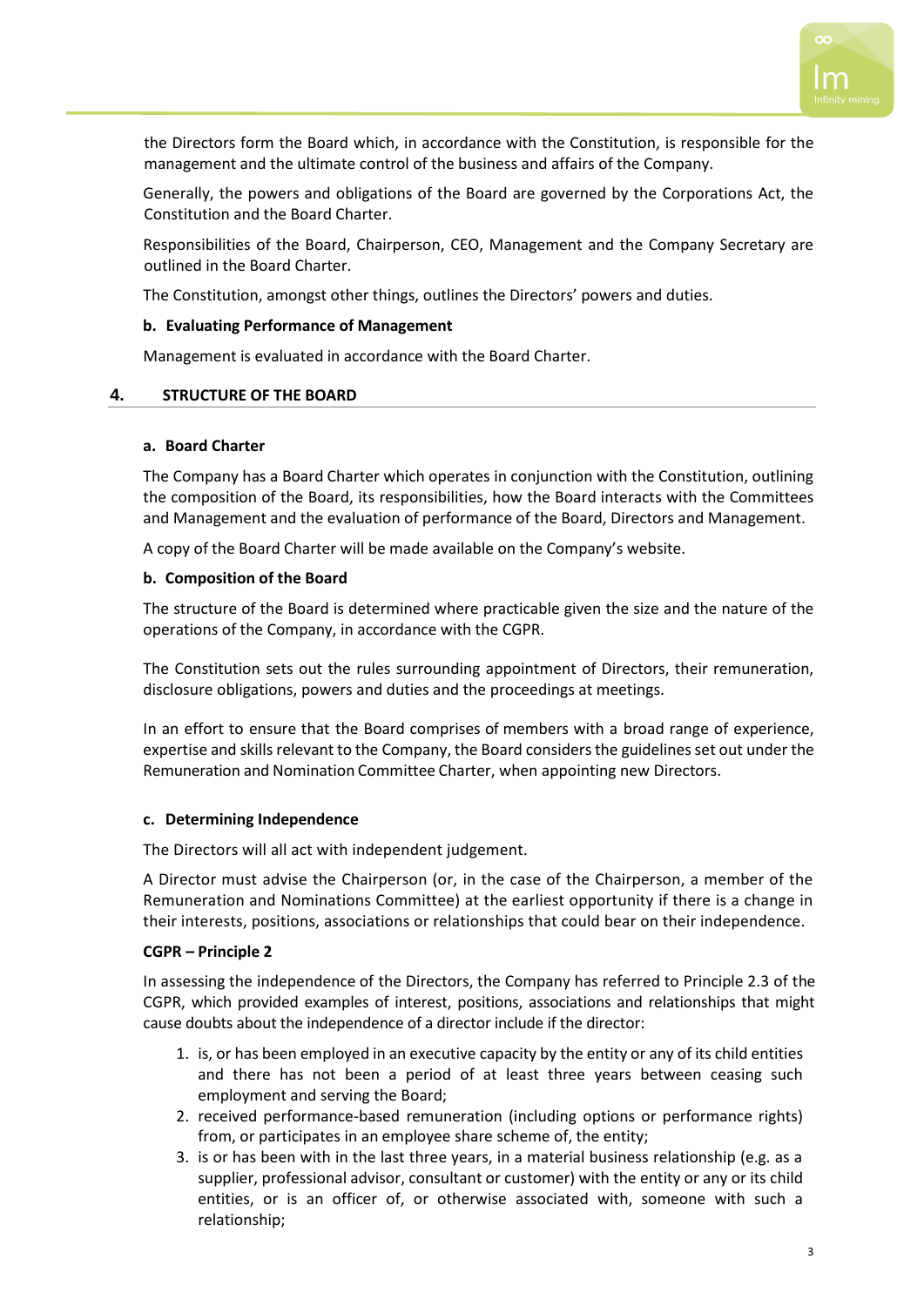the Directors form the Board which, in accordance with the Constitution, is responsible for the management and the ultimate control of the business and affairs of the Company.

Generally, the powers and obligations of the Board are governed by the Corporations Act, the Constitution and the Board Charter.

Responsibilities of the Board, Chairperson, CEO, Management and the Company Secretary are outlined in the Board Charter.

The Constitution, amongst other things, outlines the Directors' powers and duties.

**b. Evaluating Performance of Management**

Management is evaluated in accordance with the Board Charter.

## 4. STRUCTURE OF THE BOARD

**a. Board Charter**

The Company has a Board Charter which operates in conjunction with the Constitution, outlining the composition of the Board, its responsibilities, how the Board interacts with the Committees and Management and the evaluation of performance of the Board, Directors and Management.

A copy of the Board Charter will be made available on the Company's website.

**b. Composition of the Board**

The structure of the Board is determined where practicable given the size and the nature of the operations of the Company, in accordance with the CGPR.

The Constitution sets out the rules surrounding appointment of Directors, their remuneration, disclosure obligations, powers and duties and the proceedings at meetings.

In an effort to ensure that the Board comprises of members with a broad range of experience, expertise and skills relevant to the Company, the Board considers the guidelines set out under the Remuneration and Nomination Committee Charter, when appointing new Directors.

**c. Determining Independence**

The Directors will all act with independent judgement.

A Director must advise the Chairperson (or, in the case of the Chairperson, a member of the Remuneration and Nominations Committee) at the earliest opportunity if there is a change in their interests, positions, associations or relationships that could bear on their independence.

**CGPR – Principle 2**

In assessing the independence of the Directors, the Company has referred to Principle 2.3 of the CGPR, which provided examples of interest, positions, associations and relationships that might cause doubts about the independence of a director include if the director:

1. is, or has been employed in an executive capacity by the entity or any of its child entities and there has not been a period of at least three years between ceasing such employment and serving the Board;
2. received performance-based remuneration (including options or performance rights) from, or participates in an employee share scheme of, the entity;
3. is or has been with in the last three years, in a material business relationship (e.g. as a supplier, professional advisor, consultant or customer) with the entity or any or its child entities, or is an officer of, or otherwise associated with, someone with such a relationship;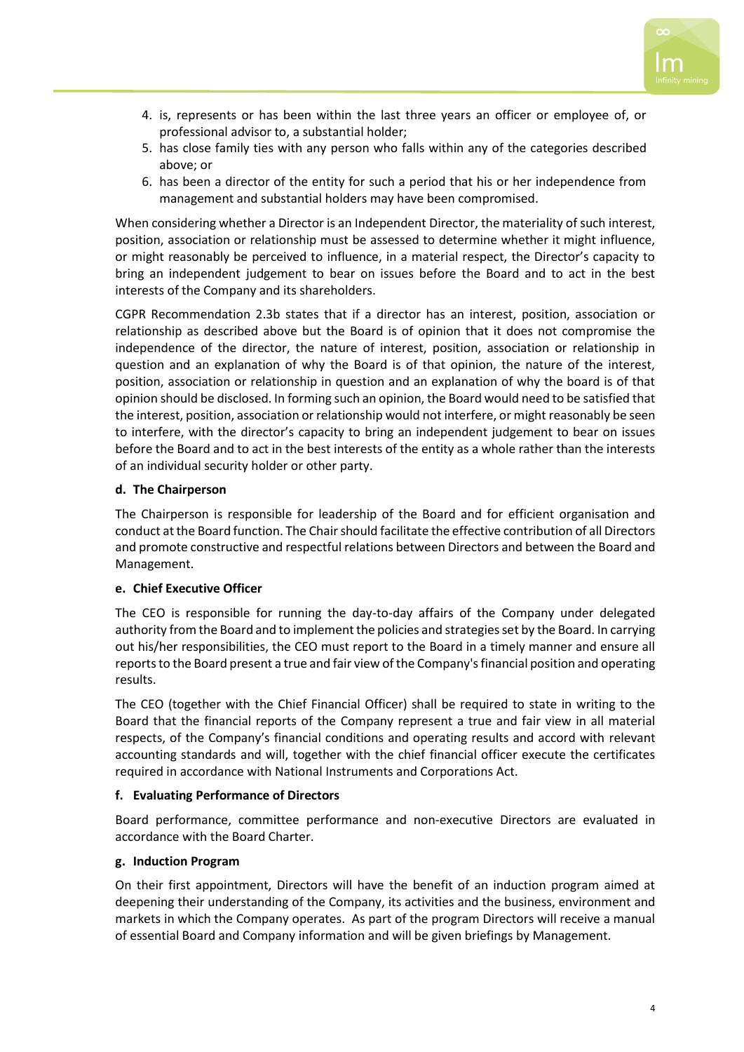4. is, represents or has been within the last three years an officer or employee of, or professional advisor to, a substantial holder;
5. has close family ties with any person who falls within any of the categories described above; or
6. has been a director of the entity for such a period that his or her independence from management and substantial holders may have been compromised.

When considering whether a Director is an Independent Director, the materiality of such interest, position, association or relationship must be assessed to determine whether it might influence, or might reasonably be perceived to influence, in a material respect, the Director's capacity to bring an independent judgement to bear on issues before the Board and to act in the best interests of the Company and its shareholders.

CGPR Recommendation 2.3b states that if a director has an interest, position, association or relationship as described above but the Board is of opinion that it does not compromise the independence of the director, the nature of interest, position, association or relationship in question and an explanation of why the Board is of that opinion, the nature of the interest, position, association or relationship in question and an explanation of why the board is of that opinion should be disclosed. In forming such an opinion, the Board would need to be satisfied that the interest, position, association or relationship would not interfere, or might reasonably be seen to interfere, with the director's capacity to bring an independent judgement to bear on issues before the Board and to act in the best interests of the entity as a whole rather than the interests of an individual security holder or other party.

**d. The Chairperson**

The Chairperson is responsible for leadership of the Board and for efficient organisation and conduct at the Board function. The Chair should facilitate the effective contribution of all Directors and promote constructive and respectful relations between Directors and between the Board and Management.

**e. Chief Executive Officer**

The CEO is responsible for running the day-to-day affairs of the Company under delegated authority from the Board and to implement the policies and strategies set by the Board. In carrying out his/her responsibilities, the CEO must report to the Board in a timely manner and ensure all reports to the Board present a true and fair view of the Company's financial position and operating results.

The CEO (together with the Chief Financial Officer) shall be required to state in writing to the Board that the financial reports of the Company represent a true and fair view in all material respects, of the Company's financial conditions and operating results and accord with relevant accounting standards and will, together with the chief financial officer execute the certificates required in accordance with National Instruments and Corporations Act.

**f. Evaluating Performance of Directors**

Board performance, committee performance and non-executive Directors are evaluated in accordance with the Board Charter.

**g. Induction Program**

On their first appointment, Directors will have the benefit of an induction program aimed at deepening their understanding of the Company, its activities and the business, environment and markets in which the Company operates. As part of the program Directors will receive a manual of essential Board and Company information and will be given briefings by Management.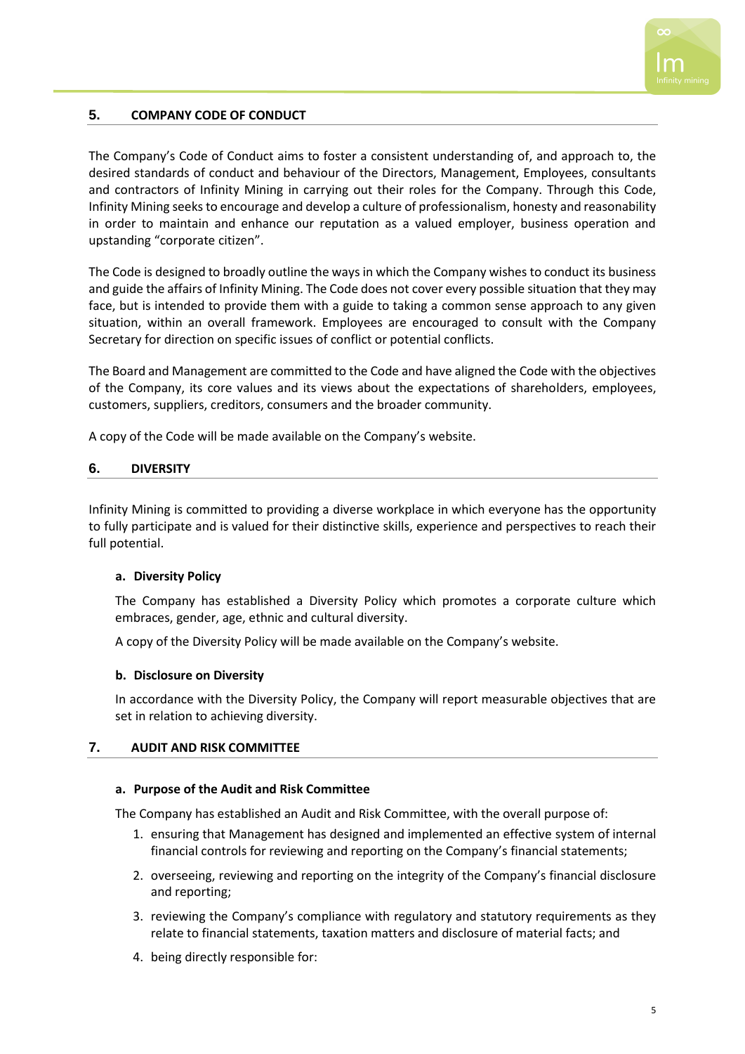## 5. COMPANY CODE OF CONDUCT

The Company's Code of Conduct aims to foster a consistent understanding of, and approach to, the desired standards of conduct and behaviour of the Directors, Management, Employees, consultants and contractors of Infinity Mining in carrying out their roles for the Company. Through this Code, Infinity Mining seeks to encourage and develop a culture of professionalism, honesty and reasonability in order to maintain and enhance our reputation as a valued employer, business operation and upstanding "corporate citizen".

The Code is designed to broadly outline the ways in which the Company wishes to conduct its business and guide the affairs of Infinity Mining. The Code does not cover every possible situation that they may face, but is intended to provide them with a guide to taking a common sense approach to any given situation, within an overall framework. Employees are encouraged to consult with the Company Secretary for direction on specific issues of conflict or potential conflicts.

The Board and Management are committed to the Code and have aligned the Code with the objectives of the Company, its core values and its views about the expectations of shareholders, employees, customers, suppliers, creditors, consumers and the broader community.

A copy of the Code will be made available on the Company's website.

## 6. DIVERSITY

Infinity Mining is committed to providing a diverse workplace in which everyone has the opportunity to fully participate and is valued for their distinctive skills, experience and perspectives to reach their full potential.

### a. Diversity Policy

The Company has established a Diversity Policy which promotes a corporate culture which embraces, gender, age, ethnic and cultural diversity.

A copy of the Diversity Policy will be made available on the Company's website.

### b. Disclosure on Diversity

In accordance with the Diversity Policy, the Company will report measurable objectives that are set in relation to achieving diversity.

## 7. AUDIT AND RISK COMMITTEE

### a. Purpose of the Audit and Risk Committee

The Company has established an Audit and Risk Committee, with the overall purpose of:

1. ensuring that Management has designed and implemented an effective system of internal financial controls for reviewing and reporting on the Company's financial statements;
2. overseeing, reviewing and reporting on the integrity of the Company's financial disclosure and reporting;
3. reviewing the Company's compliance with regulatory and statutory requirements as they relate to financial statements, taxation matters and disclosure of material facts; and
4. being directly responsible for: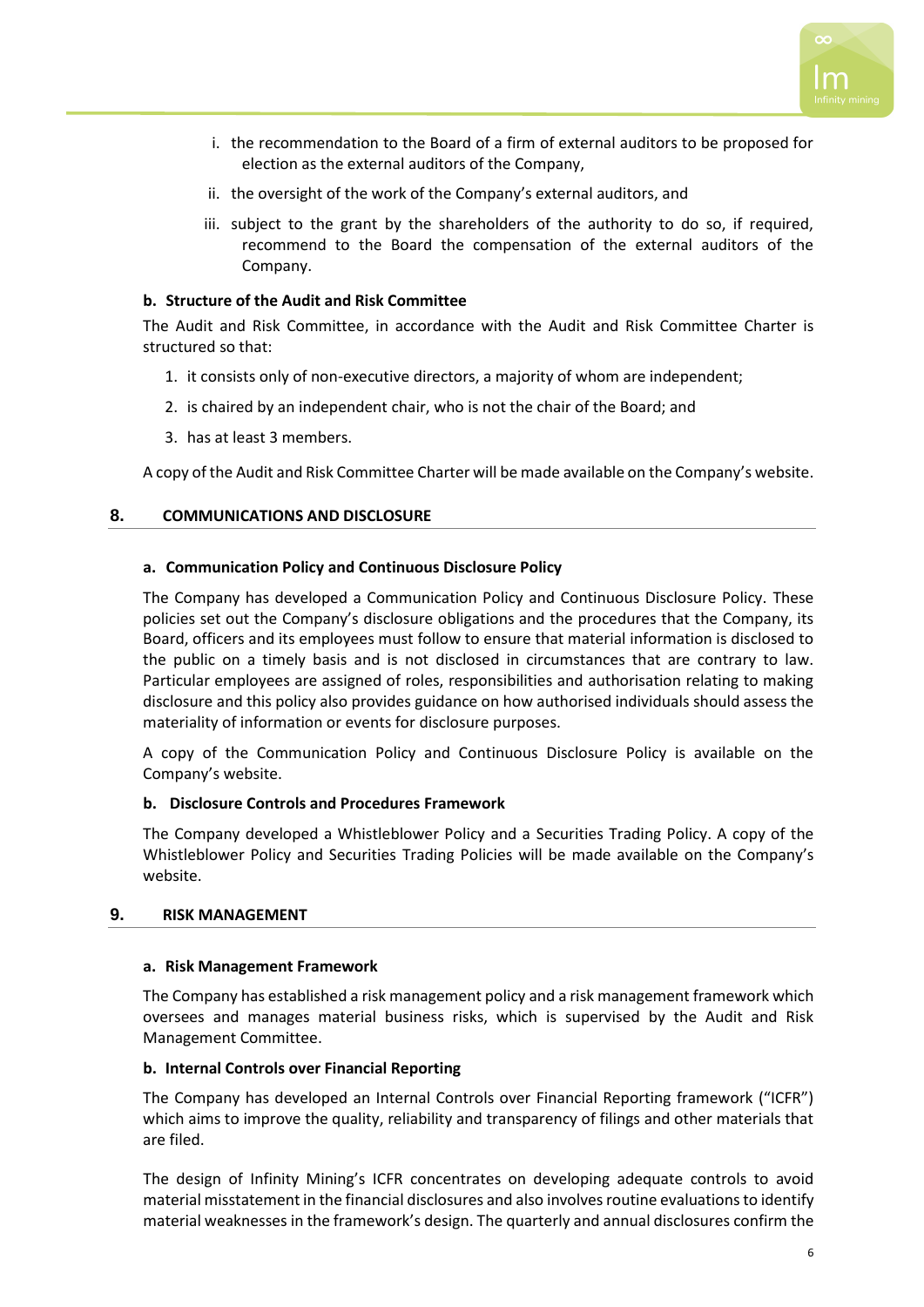i. the recommendation to the Board of a firm of external auditors to be proposed for election as the external auditors of the Company,

ii. the oversight of the work of the Company's external auditors, and

iii. subject to the grant by the shareholders of the authority to do so, if required, recommend to the Board the compensation of the external auditors of the Company.

**b. Structure of the Audit and Risk Committee**

The Audit and Risk Committee, in accordance with the Audit and Risk Committee Charter is structured so that:

1. it consists only of non-executive directors, a majority of whom are independent;
2. is chaired by an independent chair, who is not the chair of the Board; and
3. has at least 3 members.

A copy of the Audit and Risk Committee Charter will be made available on the Company's website.

## 8. COMMUNICATIONS AND DISCLOSURE

**a. Communication Policy and Continuous Disclosure Policy**

The Company has developed a Communication Policy and Continuous Disclosure Policy. These policies set out the Company's disclosure obligations and the procedures that the Company, its Board, officers and its employees must follow to ensure that material information is disclosed to the public on a timely basis and is not disclosed in circumstances that are contrary to law. Particular employees are assigned of roles, responsibilities and authorisation relating to making disclosure and this policy also provides guidance on how authorised individuals should assess the materiality of information or events for disclosure purposes.

A copy of the Communication Policy and Continuous Disclosure Policy is available on the Company's website.

**b. Disclosure Controls and Procedures Framework**

The Company developed a Whistleblower Policy and a Securities Trading Policy. A copy of the Whistleblower Policy and Securities Trading Policies will be made available on the Company's website.

## 9. RISK MANAGEMENT

**a. Risk Management Framework**

The Company has established a risk management policy and a risk management framework which oversees and manages material business risks, which is supervised by the Audit and Risk Management Committee.

**b. Internal Controls over Financial Reporting**

The Company has developed an Internal Controls over Financial Reporting framework ("ICFR") which aims to improve the quality, reliability and transparency of filings and other materials that are filed.

The design of Infinity Mining's ICFR concentrates on developing adequate controls to avoid material misstatement in the financial disclosures and also involves routine evaluations to identify material weaknesses in the framework's design. The quarterly and annual disclosures confirm the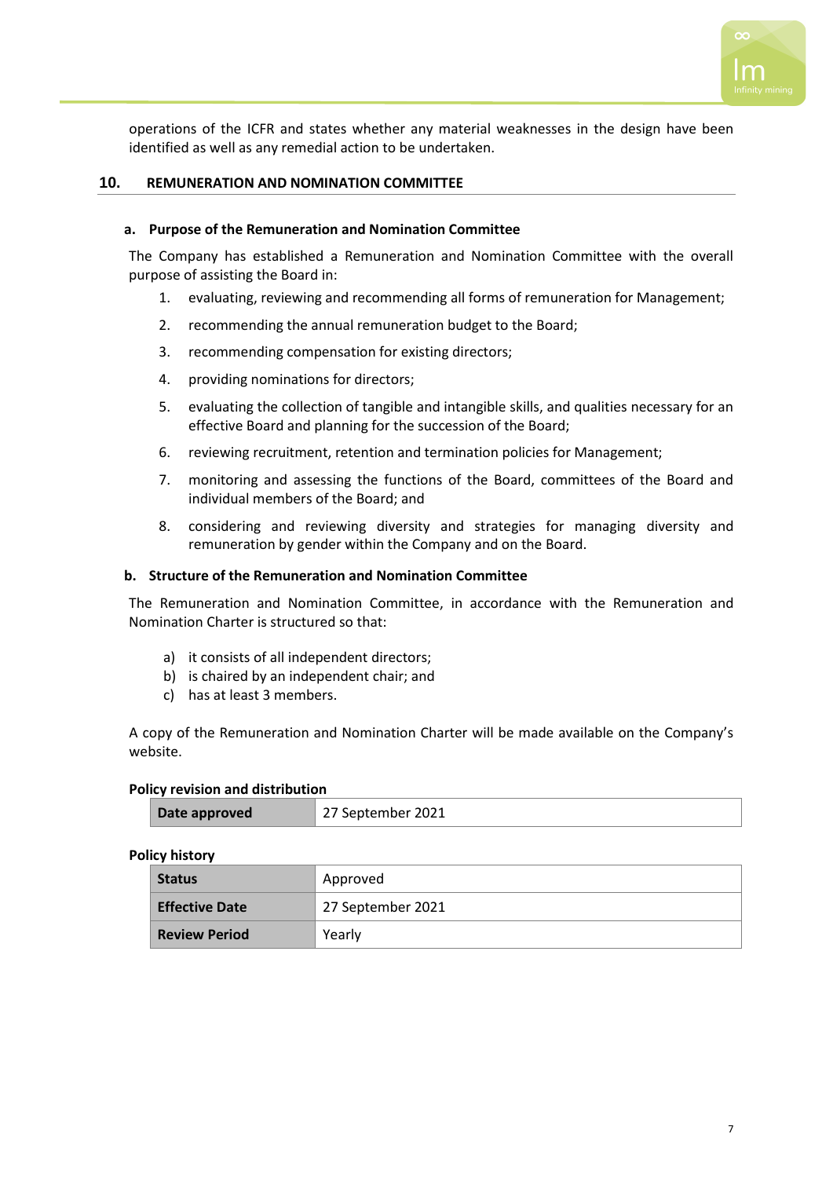operations of the ICFR and states whether any material weaknesses in the design have been identified as well as any remedial action to be undertaken.

## 10. REMUNERATION AND NOMINATION COMMITTEE

### a. Purpose of the Remuneration and Nomination Committee

The Company has established a Remuneration and Nomination Committee with the overall purpose of assisting the Board in:

1. evaluating, reviewing and recommending all forms of remuneration for Management;
2. recommending the annual remuneration budget to the Board;
3. recommending compensation for existing directors;
4. providing nominations for directors;
5. evaluating the collection of tangible and intangible skills, and qualities necessary for an effective Board and planning for the succession of the Board;
6. reviewing recruitment, retention and termination policies for Management;
7. monitoring and assessing the functions of the Board, committees of the Board and individual members of the Board; and
8. considering and reviewing diversity and strategies for managing diversity and remuneration by gender within the Company and on the Board.

### b. Structure of the Remuneration and Nomination Committee

The Remuneration and Nomination Committee, in accordance with the Remuneration and Nomination Charter is structured so that:

a) it consists of all independent directors;
b) is chaired by an independent chair; and
c) has at least 3 members.

A copy of the Remuneration and Nomination Charter will be made available on the Company's website.

**Policy revision and distribution**

| | |
|---|---|
| **Date approved** | 27 September 2021 |

**Policy history**

| | |
|---|---|
| **Status** | Approved |
| **Effective Date** | 27 September 2021 |
| **Review Period** | Yearly |